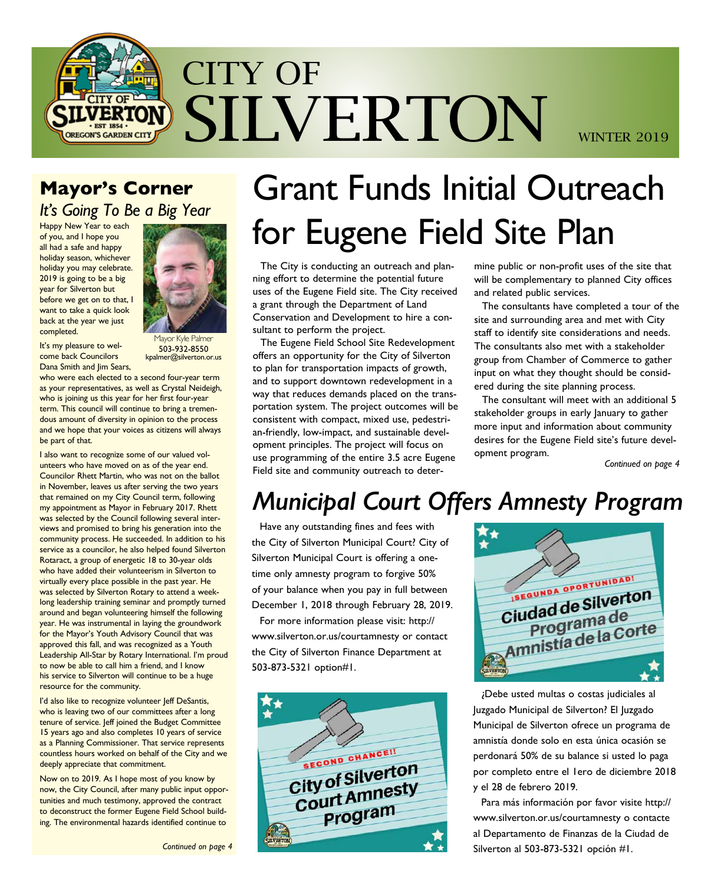# CITY OF SILVERTON

WINTER 2019

## Mayor's Corner

*It's Going To Be a Big Year*

Happy New Year to each of you, and I hope you all had a safe and happy holiday season, whichever holiday you may celebrate. 2019 is going to be a big year for Silverton but before we get on to that, I want to take a quick look back at the year we just completed.

Mayor Kyle Palmer
503-932-8550
kpalmer@silverton.or.us

It's my pleasure to welcome back Councilors Dana Smith and Jim Sears, who were each elected to a second four-year term as your representatives, as well as Crystal Neideigh, who is joining us this year for her first four-year term. This council will continue to bring a tremendous amount of diversity in opinion to the process and we hope that your voices as citizens will always be part of that.

I also want to recognize some of our valued volunteers who have moved on as of the year end. Councilor Rhett Martin, who was not on the ballot in November, leaves us after serving the two years that remained on my City Council term, following my appointment as Mayor in February 2017. Rhett was selected by the Council following several interviews and promised to bring his generation into the community process. He succeeded. In addition to his service as a councilor, he also helped found Silverton Rotaract, a group of energetic 18 to 30-year olds who have added their volunteerism in Silverton to virtually every place possible in the past year. He was selected by Silverton Rotary to attend a week-long leadership training seminar and promptly turned around and began volunteering himself the following year. He was instrumental in laying the groundwork for the Mayor's Youth Advisory Council that was approved this fall, and was recognized as a Youth Leadership All-Star by Rotary International. I'm proud to now be able to call him a friend, and I know his service to Silverton will continue to be a huge resource for the community.

I'd also like to recognize volunteer Jeff DeSantis, who is leaving two of our committees after a long tenure of service. Jeff joined the Budget Committee 15 years ago and also completes 10 years of service as a Planning Commissioner. That service represents countless hours worked on behalf of the City and we deeply appreciate that commitment.

Now on to 2019. As I hope most of you know by now, the City Council, after many public input opportunities and much testimony, approved the contract to deconstruct the former Eugene Field School building. The environmental hazards identified continue to

*Continued on page 4*

# Grant Funds Initial Outreach for Eugene Field Site Plan

The City is conducting an outreach and planning effort to determine the potential future uses of the Eugene Field site. The City received a grant through the Department of Land Conservation and Development to hire a consultant to perform the project.

The Eugene Field School Site Redevelopment offers an opportunity for the City of Silverton to plan for transportation impacts of growth, and to support downtown redevelopment in a way that reduces demands placed on the transportation system. The project outcomes will be consistent with compact, mixed use, pedestrian-friendly, low-impact, and sustainable development principles. The project will focus on use programming of the entire 3.5 acre Eugene Field site and community outreach to determine public or non-profit uses of the site that will be complementary to planned City offices and related public services.

The consultants have completed a tour of the site and surrounding area and met with City staff to identify site considerations and needs. The consultants also met with a stakeholder group from Chamber of Commerce to gather input on what they thought should be considered during the site planning process.

The consultant will meet with an additional 5 stakeholder groups in early January to gather more input and information about community desires for the Eugene Field site's future development program.

*Continued on page 4*

# *Municipal Court Offers Amnesty Program*

Have any outstanding fines and fees with the City of Silverton Municipal Court? City of Silverton Municipal Court is offering a one-time only amnesty program to forgive 50% of your balance when you pay in full between December 1, 2018 through February 28, 2019.

For more information please visit: http://www.silverton.or.us/courtamnesty or contact the City of Silverton Finance Department at 503-873-5321 option#1.

SECOND CHANCE!! City of Silverton Court Amnesty Program

¡SEGUNDA OPORTUNIDAD! Ciudad de Silverton Programa de Amnistía de la Corte

¿Debe usted multas o costas judiciales al Juzgado Municipal de Silverton? El Juzgado Municipal de Silverton ofrece un programa de amnistía donde solo en esta única ocasión se perdonará 50% de su balance si usted lo paga por completo entre el 1ero de diciembre 2018 y el 28 de febrero 2019.

Para más información por favor visite http://www.silverton.or.us/courtamnesty o contacte al Departamento de Finanzas de la Ciudad de Silverton al 503-873-5321 opción #1.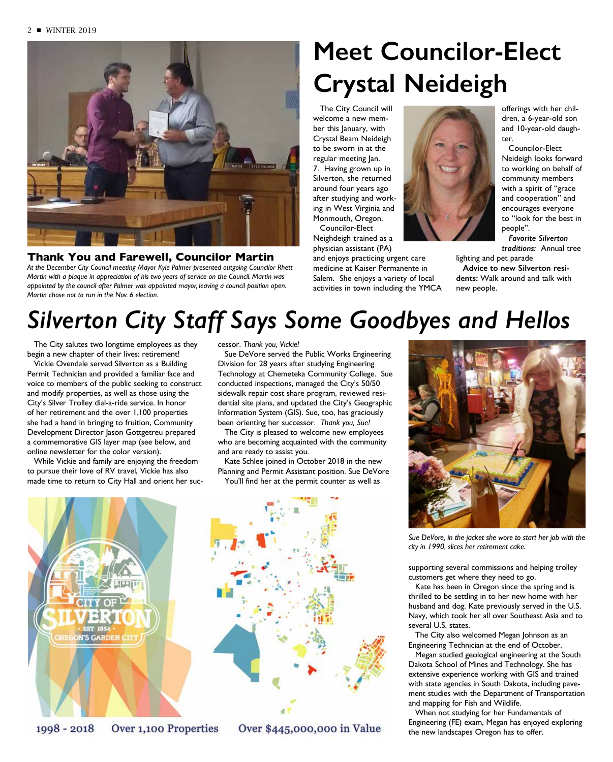## Thank You and Farewell, Councilor Martin

*At the December City Council meeting Mayor Kyle Palmer presented outgoing Councilor Rhett Martin with a plaque in appreciation of his two years of service on the Council. Martin was appointed by the council after Palmer was appointed mayor, leaving a council position open. Martin chose not to run in the Nov. 6 election.*

# Meet Councilor-Elect Crystal Neideigh

The City Council will welcome a new member this January, with Crystal Beam Neideigh to be sworn in at the regular meeting Jan. 7. Having grown up in Silverton, she returned around four years ago after studying and working in West Virginia and Monmouth, Oregon.

Councilor-Elect Neighdeigh trained as a physician assistant (PA) and enjoys practicing urgent care medicine at Kaiser Permanente in Salem. She enjoys a variety of local activities in town including the YMCA offerings with her children, a 6-year-old son and 10-year-old daughter.

Councilor-Elect Neideigh looks forward to working on behalf of community members with a spirit of "grace and cooperation" and encourages everyone to "look for the best in people".

***Favorite Silverton traditions:*** Annual tree lighting and pet parade

**Advice to new Silverton residents:** Walk around and talk with new people.

# *Silverton City Staff Says Some Goodbyes and Hellos*

The City salutes two longtime employees as they begin a new chapter of their lives: retirement!

Vickie Ovendale served Silverton as a Building Permit Technician and provided a familiar face and voice to members of the public seeking to construct and modify properties, as well as those using the City's Silver Trolley dial-a-ride service. In honor of her retirement and the over 1,100 properties she had a hand in bringing to fruition, Community Development Director Jason Gottgetreu prepared a commemorative GIS layer map (see below, and online newsletter for the color version).

While Vickie and family are enjoying the freedom to pursue their love of RV travel, Vickie has also made time to return to City Hall and orient her successor. *Thank you, Vickie!*

Sue DeVore served the Public Works Engineering Division for 28 years after studying Engineering Technology at Chemeteka Community College. Sue conducted inspections, managed the City's 50/50 sidewalk repair cost share program, reviewed residential site plans, and updated the City's Geographic Information System (GIS). Sue, too, has graciously been orienting her successor. *Thank you, Sue!*

The City is pleased to welcome new employees who are becoming acquainted with the community and are ready to assist you.

Kate Schlee joined in October 2018 in the new Planning and Permit Assistant position. Sue DeVore You'll find her at the permit counter as well as supporting several commissions and helping trolley customers get where they need to go.

Kate has been in Oregon since the spring and is thrilled to be settling in to her new home with her husband and dog. Kate previously served in the U.S. Navy, which took her all over Southeast Asia and to several U.S. states.

The City also welcomed Megan Johnson as an Engineering Technician at the end of October.

Megan studied geological engineering at the South Dakota School of Mines and Technology. She has extensive experience working with GIS and trained with state agencies in South Dakota, including pavement studies with the Department of Transportation and mapping for Fish and Wildlife.

When not studying for her Fundamentals of Engineering (FE) exam, Megan has enjoyed exploring the new landscapes Oregon has to offer.

*Sue DeVore, in the jacket she wore to start her job with the city in 1990, slices her retirement cake.*

1998 - 2018 Over 1,100 Properties Over $445,000,000 in Value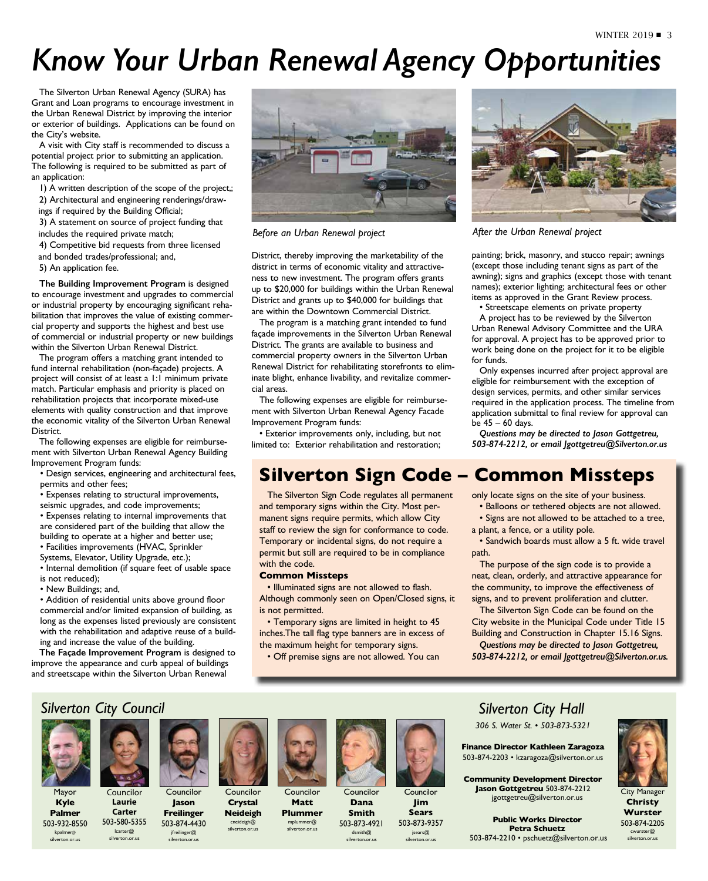# Know Your Urban Renewal Agency Opportunities

The Silverton Urban Renewal Agency (SURA) has Grant and Loan programs to encourage investment in the Urban Renewal District by improving the interior or exterior of buildings. Applications can be found on the City's website.

A visit with City staff is recommended to discuss a potential project prior to submitting an application. The following is required to be submitted as part of an application:

1) A written description of the scope of the project,;
2) Architectural and engineering renderings/drawings if required by the Building Official;
3) A statement on source of project funding that includes the required private match;
4) Competitive bid requests from three licensed and bonded trades/professional; and,
5) An application fee.

**The Building Improvement Program** is designed to encourage investment and upgrades to commercial or industrial property by encouraging significant rehabilitation that improves the value of existing commercial property and supports the highest and best use of commercial or industrial property or new buildings within the Silverton Urban Renewal District.

The program offers a matching grant intended to fund internal rehabilitation (non-façade) projects. A project will consist of at least a 1:1 minimum private match. Particular emphasis and priority is placed on rehabilitation projects that incorporate mixed-use elements with quality construction and that improve the economic vitality of the Silverton Urban Renewal District.

The following expenses are eligible for reimbursement with Silverton Urban Renewal Agency Building Improvement Program funds:

- Design services, engineering and architectural fees, permits and other fees;
- Expenses relating to structural improvements, seismic upgrades, and code improvements;
- Expenses relating to internal improvements that are considered part of the building that allow the building to operate at a higher and better use;
- Facilities improvements (HVAC, Sprinkler Systems, Elevator, Utility Upgrade, etc.);
- Internal demolition (if square feet of usable space is not reduced);
- New Buildings; and,
- Addition of residential units above ground floor commercial and/or limited expansion of building, as long as the expenses listed previously are consistent with the rehabilitation and adaptive reuse of a building and increase the value of the building.

**The Façade Improvement Program** is designed to improve the appearance and curb appeal of buildings and streetscape within the Silverton Urban Renewal District, thereby improving the marketability of the district in terms of economic vitality and attractiveness to new investment. The program offers grants up to $20,000 for buildings within the Urban Renewal District and grants up to $40,000 for buildings that are within the Downtown Commercial District.

*Before an Urban Renewal project*

*After the Urban Renewal project*

The program is a matching grant intended to fund façade improvements in the Silverton Urban Renewal District. The grants are available to business and commercial property owners in the Silverton Urban Renewal District for rehabilitating storefronts to eliminate blight, enhance livability, and revitalize commercial areas.

The following expenses are eligible for reimbursement with Silverton Urban Renewal Agency Facade Improvement Program funds:

- Exterior improvements only, including, but not limited to: Exterior rehabilitation and restoration; painting; brick, masonry, and stucco repair; awnings (except those including tenant signs as part of the awning); signs and graphics (except those with tenant names); exterior lighting; architectural fees or other items as approved in the Grant Review process.
- Streetscape elements on private property

A project has to be reviewed by the Silverton Urban Renewal Advisory Committee and the URA for approval. A project has to be approved prior to work being done on the project for it to be eligible for funds.

Only expenses incurred after project approval are eligible for reimbursement with the exception of design services, permits, and other similar services required in the application process. The timeline from application submittal to final review for approval can be 45 – 60 days.

***Questions may be directed to Jason Gottgetreu, 503-874-2212, or email Jgottgetreu@Silverton.or.us***

## Silverton Sign Code – Common Missteps

The Silverton Sign Code regulates all permanent and temporary signs within the City. Most permanent signs require permits, which allow City staff to review the sign for conformance to code. Temporary or incidental signs, do not require a permit but still are required to be in compliance with the code.

**Common Missteps**

- Illuminated signs are not allowed to flash. Although commonly seen on Open/Closed signs, it is not permitted.
- Temporary signs are limited in height to 45 inches.The tall flag type banners are in excess of the maximum height for temporary signs.
- Off premise signs are not allowed. You can only locate signs on the site of your business.
- Balloons or tethered objects are not allowed.
- Signs are not allowed to be attached to a tree, a plant, a fence, or a utility pole.
- Sandwich boards must allow a 5 ft. wide travel path.

The purpose of the sign code is to provide a neat, clean, orderly, and attractive appearance for the community, to improve the effectiveness of signs, and to prevent proliferation and clutter.

The Silverton Sign Code can be found on the City website in the Municipal Code under Title 15 Building and Construction in Chapter 15.16 Signs.

***Questions may be directed to Jason Gottgetreu, 503-874-2212, or email Jgottgetreu@Silverton.or.us.***

## *Silverton City Council*

Mayor **Kyle Palmer**
503-932-8550
kpalmer@silverton.or.us

Councilor **Laurie Carter**
503-580-5355
lcarter@silverton.or.us

Councilor **Jason Freilinger**
503-874-4430
jfreilinger@silverton.or.us

Councilor **Crystal Neideigh**
cneideigh@silverton.or.us

Councilor **Matt Plummer**
mplummer@silverton.or.us

Councilor **Dana Smith**
503-873-4921
dsmith@silverton.or.us

Councilor **Jim Sears**
503-873-9357
jsears@silverton.or.us

## *Silverton City Hall*

*306 S. Water St. • 503-873-5321*

**Finance Director Kathleen Zaragoza**
503-874-2203 • kzaragoza@silverton.or.us

**Community Development Director Jason Gottgetreu** 503-874-2212
jgottgetreu@silverton.or.us

**Public Works Director Petra Schuetz**
503-874-2210 • pschuetz@silverton.or.us

City Manager **Christy Wurster**
503-874-2205
cwurster@silverton.or.us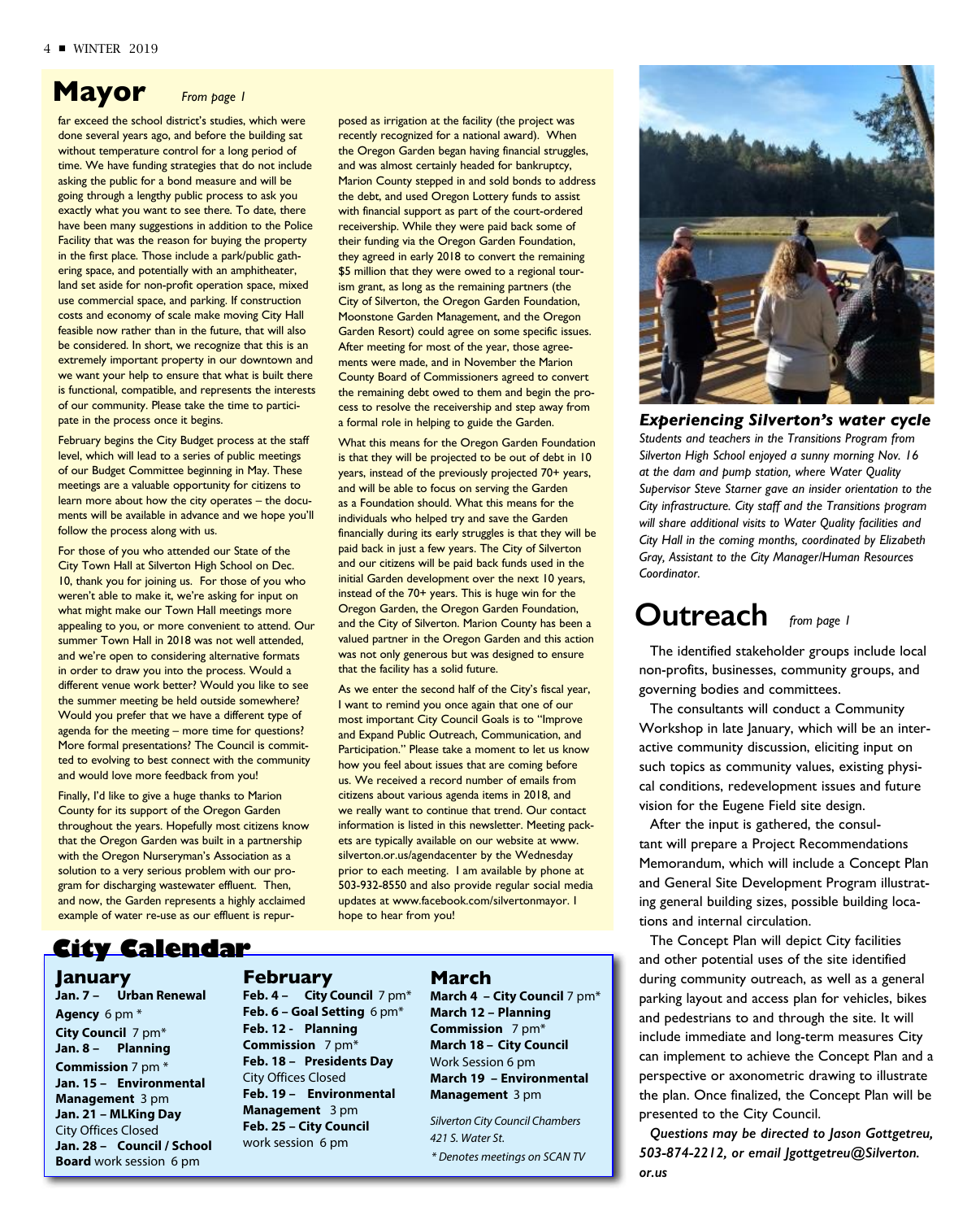# Mayor

*From page 1*

far exceed the school district's studies, which were done several years ago, and before the building sat without temperature control for a long period of time. We have funding strategies that do not include asking the public for a bond measure and will be going through a lengthy public process to ask you exactly what you want to see there. To date, there have been many suggestions in addition to the Police Facility that was the reason for buying the property in the first place. Those include a park/public gathering space, and potentially with an amphitheater, land set aside for non-profit operation space, mixed use commercial space, and parking. If construction costs and economy of scale make moving City Hall feasible now rather than in the future, that will also be considered. In short, we recognize that this is an extremely important property in our downtown and we want your help to ensure that what is built there is functional, compatible, and represents the interests of our community. Please take the time to participate in the process once it begins.

February begins the City Budget process at the staff level, which will lead to a series of public meetings of our Budget Committee beginning in May. These meetings are a valuable opportunity for citizens to learn more about how the city operates – the documents will be available in advance and we hope you'll follow the process along with us.

For those of you who attended our State of the City Town Hall at Silverton High School on Dec. 10, thank you for joining us. For those of you who weren't able to make it, we're asking for input on what might make our Town Hall meetings more appealing to you, or more convenient to attend. Our summer Town Hall in 2018 was not well attended, and we're open to considering alternative formats in order to draw you into the process. Would a different venue work better? Would you like to see the summer meeting be held outside somewhere? Would you prefer that we have a different type of agenda for the meeting – more time for questions? More formal presentations? The Council is committed to evolving to best connect with the community and would love more feedback from you!

Finally, I'd like to give a huge thanks to Marion County for its support of the Oregon Garden throughout the years. Hopefully most citizens know that the Oregon Garden was built in a partnership with the Oregon Nurseryman's Association as a solution to a very serious problem with our program for discharging wastewater effluent. Then, and now, the Garden represents a highly acclaimed example of water re-use as our effluent is repurposed as irrigation at the facility (the project was recently recognized for a national award). When the Oregon Garden began having financial struggles, and was almost certainly headed for bankruptcy, Marion County stepped in and sold bonds to address the debt, and used Oregon Lottery funds to assist with financial support as part of the court-ordered receivership. While they were paid back some of their funding via the Oregon Garden Foundation, they agreed in early 2018 to convert the remaining \$5 million that they were owed to a regional tourism grant, as long as the remaining partners (the City of Silverton, the Oregon Garden Foundation, Moonstone Garden Management, and the Oregon Garden Resort) could agree on some specific issues. After meeting for most of the year, those agreements were made, and in November the Marion County Board of Commissioners agreed to convert the remaining debt owed to them and begin the process to resolve the receivership and step away from a formal role in helping to guide the Garden.

What this means for the Oregon Garden Foundation is that they will be projected to be out of debt in 10 years, instead of the previously projected 70+ years, and will be able to focus on serving the Garden as a Foundation should. What this means for the individuals who helped try and save the Garden financially during its early struggles is that they will be paid back in just a few years. The City of Silverton and our citizens will be paid back funds used in the initial Garden development over the next 10 years, instead of the 70+ years. This is huge win for the Oregon Garden, the Oregon Garden Foundation, and the City of Silverton. Marion County has been a valued partner in the Oregon Garden and this action was not only generous but was designed to ensure that the facility has a solid future.

As we enter the second half of the City's fiscal year, I want to remind you once again that one of our most important City Council Goals is to "Improve and Expand Public Outreach, Communication, and Participation." Please take a moment to let us know how you feel about issues that are coming before us. We received a record number of emails from citizens about various agenda items in 2018, and we really want to continue that trend. Our contact information is listed in this newsletter. Meeting packets are typically available on our website at www.silverton.or.us/agendacenter by the Wednesday prior to each meeting. I am available by phone at 503-932-8550 and also provide regular social media updates at www.facebook.com/silvertonmayor. I hope to hear from you!

## City Calendar

### January

**Jan. 7 – Urban Renewal Agency** 6 pm *
**City Council** 7 pm*
**Jan. 8 – Planning Commission** 7 pm *
**Jan. 15 – Environmental Management** 3 pm
**Jan. 21 – MLKing Day** City Offices Closed
**Jan. 28 – Council / School Board** work session 6 pm

### February

**Feb. 4 – City Council** 7 pm*
**Feb. 6 – Goal Setting** 6 pm*
**Feb. 12 - Planning Commission** 7 pm*
**Feb. 18 – Presidents Day** City Offices Closed
**Feb. 19 – Environmental Management** 3 pm
**Feb. 25 – City Council** work session 6 pm

### March

**March 4 – City Council** 7 pm*
**March 12 – Planning Commission** 7 pm*
**March 18 – City Council** Work Session 6 pm
**March 19 – Environmental Management** 3 pm

*Silverton City Council Chambers*
*421 S. Water St.*
*\* Denotes meetings on SCAN TV*

***Experiencing Silverton's water cycle***

*Students and teachers in the Transitions Program from Silverton High School enjoyed a sunny morning Nov. 16 at the dam and pump station, where Water Quality Supervisor Steve Starner gave an insider orientation to the City infrastructure. City staff and the Transitions program will share additional visits to Water Quality facilities and City Hall in the coming months, coordinated by Elizabeth Gray, Assistant to the City Manager/Human Resources Coordinator.*

# Outreach

*from page 1*

The identified stakeholder groups include local non-profits, businesses, community groups, and governing bodies and committees.

The consultants will conduct a Community Workshop in late January, which will be an interactive community discussion, eliciting input on such topics as community values, existing physical conditions, redevelopment issues and future vision for the Eugene Field site design.

After the input is gathered, the consultant will prepare a Project Recommendations Memorandum, which will include a Concept Plan and General Site Development Program illustrating general building sizes, possible building locations and internal circulation.

The Concept Plan will depict City facilities and other potential uses of the site identified during community outreach, as well as a general parking layout and access plan for vehicles, bikes and pedestrians to and through the site. It will include immediate and long-term measures City can implement to achieve the Concept Plan and a perspective or axonometric drawing to illustrate the plan. Once finalized, the Concept Plan will be presented to the City Council.

***Questions may be directed to Jason Gottgetreu, 503-874-2212, or email Jgottgetreu@Silverton.or.us***